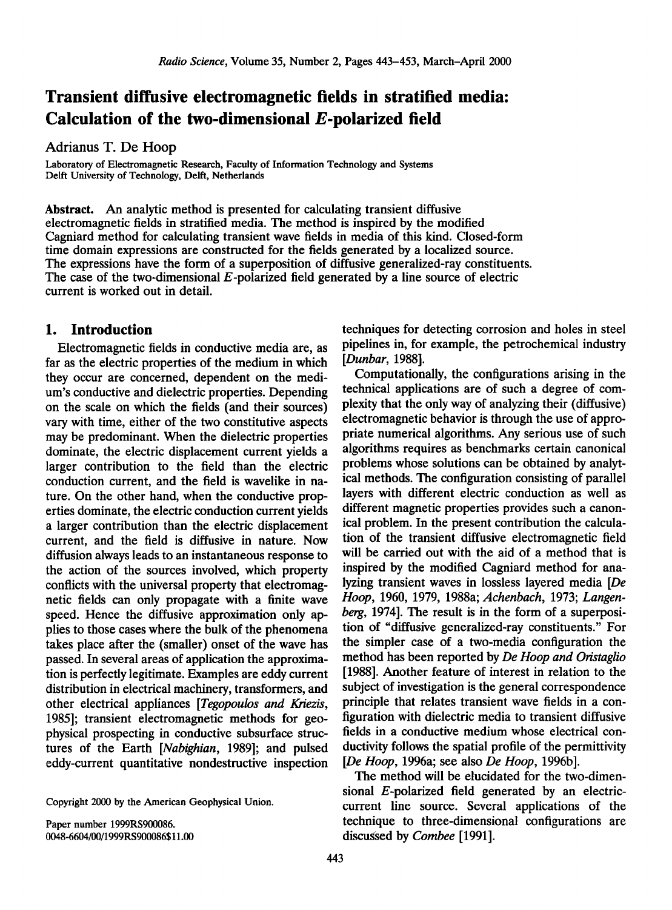# Transient diffusive electromagnetic fields in stratified media: Calculation of the two-dimensional *E*-polarized field

Adrianus T. De Hoop

Laboratory of Electromagnetic Research, Faculty of Information Technology and Systems
Delft University of Technology, Delft, Netherlands

**Abstract.** An analytic method is presented for calculating transient diffusive electromagnetic fields in stratified media. The method is inspired by the modified Cagniard method for calculating transient wave fields in media of this kind. Closed-form time domain expressions are constructed for the fields generated by a localized source. The expressions have the form of a superposition of diffusive generalized-ray constituents. The case of the two-dimensional *E*-polarized field generated by a line source of electric current is worked out in detail.

## 1. Introduction

Electromagnetic fields in conductive media are, as far as the electric properties of the medium in which they occur are concerned, dependent on the medium's conductive and dielectric properties. Depending on the scale on which the fields (and their sources) vary with time, either of the two constitutive aspects may be predominant. When the dielectric properties dominate, the electric displacement current yields a larger contribution to the field than the electric conduction current, and the field is wavelike in nature. On the other hand, when the conductive properties dominate, the electric conduction current yields a larger contribution than the electric displacement current, and the field is diffusive in nature. Now diffusion always leads to an instantaneous response to the action of the sources involved, which property conflicts with the universal property that electromagnetic fields can only propagate with a finite wave speed. Hence the diffusive approximation only applies to those cases where the bulk of the phenomena takes place after the (smaller) onset of the wave has passed. In several areas of application the approximation is perfectly legitimate. Examples are eddy current distribution in electrical machinery, transformers, and other electrical appliances [*Tegopoulos and Kriezis*, 1985]; transient electromagnetic methods for geophysical prospecting in conductive subsurface structures of the Earth [*Nabighian*, 1989]; and pulsed eddy-current quantitative nondestructive inspection techniques for detecting corrosion and holes in steel pipelines in, for example, the petrochemical industry [*Dunbar*, 1988].

Computationally, the configurations arising in the technical applications are of such a degree of complexity that the only way of analyzing their (diffusive) electromagnetic behavior is through the use of appropriate numerical algorithms. Any serious use of such algorithms requires as benchmarks certain canonical problems whose solutions can be obtained by analytical methods. The configuration consisting of parallel layers with different electric conduction as well as different magnetic properties provides such a canonical problem. In the present contribution the calculation of the transient diffusive electromagnetic field will be carried out with the aid of a method that is inspired by the modified Cagniard method for analyzing transient waves in lossless layered media [*De Hoop*, 1960, 1979, 1988a; *Achenbach*, 1973; *Langenberg*, 1974]. The result is in the form of a superposition of "diffusive generalized-ray constituents." For the simpler case of a two-media configuration the method has been reported by *De Hoop and Oristaglio* [1988]. Another feature of interest in relation to the subject of investigation is the general correspondence principle that relates transient wave fields in a configuration with dielectric media to transient diffusive fields in a conductive medium whose electrical conductivity follows the spatial profile of the permittivity [*De Hoop*, 1996a; see also *De Hoop*, 1996b].

The method will be elucidated for the two-dimensional *E*-polarized field generated by an electric-current line source. Several applications of the technique to three-dimensional configurations are discussed by *Combee* [1991].

Copyright 2000 by the American Geophysical Union.

Paper number 1999RS900086.
0048-6604/00/1999RS900086$11.00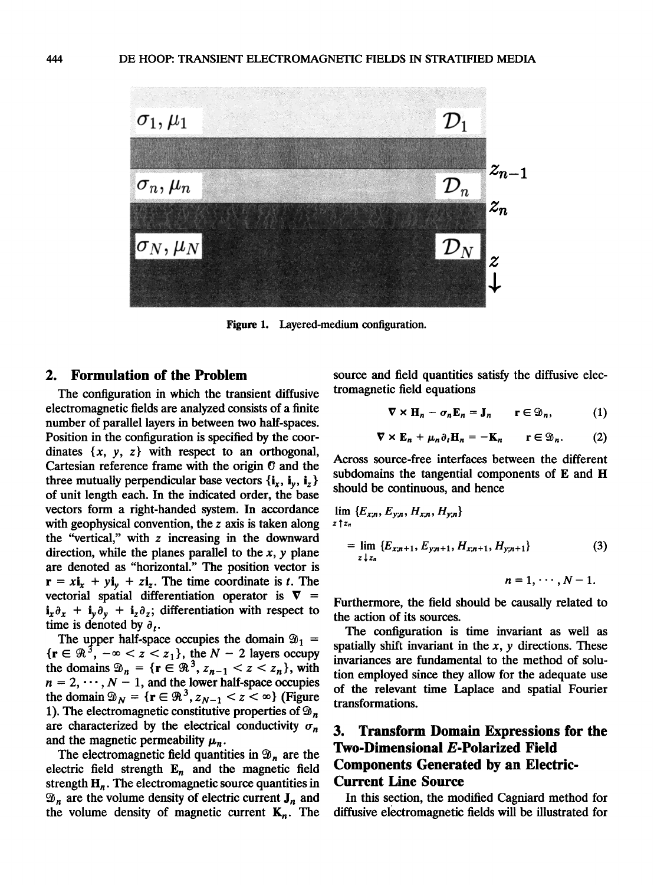Figure 1. Layered-medium configuration.

## 2. Formulation of the Problem

The configuration in which the transient diffusive electromagnetic fields are analyzed consists of a finite number of parallel layers in between two half-spaces. Position in the configuration is specified by the coordinates $\{x, y, z\}$ with respect to an orthogonal, Cartesian reference frame with the origin $\mathcal{O}$ and the three mutually perpendicular base vectors $\{\mathbf{i}_x, \mathbf{i}_y, \mathbf{i}_z\}$ of unit length each. In the indicated order, the base vectors form a right-handed system. In accordance with geophysical convention, the $z$ axis is taken along the "vertical," with $z$ increasing in the downward direction, while the planes parallel to the $x$, $y$ plane are denoted as "horizontal." The position vector is $\mathbf{r} = x\mathbf{i}_x + y\mathbf{i}_y + z\mathbf{i}_z$. The time coordinate is $t$. The vectorial spatial differentiation operator is $\nabla = \mathbf{i}_x\partial_x + \mathbf{i}_y\partial_y + \mathbf{i}_z\partial_z$; differentiation with respect to time is denoted by $\partial_t$.

The upper half-space occupies the domain $\mathcal{D}_1 = \{\mathbf{r} \in \mathcal{R}^3, -\infty < z < z_1\}$, the $N - 2$ layers occupy the domains $\mathcal{D}_n = \{\mathbf{r} \in \mathcal{R}^3, z_{n-1} < z < z_n\}$, with $n = 2, \cdots, N - 1$, and the lower half-space occupies the domain $\mathcal{D}_N = \{\mathbf{r} \in \mathcal{R}^3, z_{N-1} < z < \infty\}$ (Figure 1). The electromagnetic constitutive properties of $\mathcal{D}_n$ are characterized by the electrical conductivity $\sigma_n$ and the magnetic permeability $\mu_n$.

The electromagnetic field quantities in $\mathcal{D}_n$ are the electric field strength $\mathbf{E}_n$ and the magnetic field strength $\mathbf{H}_n$. The electromagnetic source quantities in $\mathcal{D}_n$ are the volume density of electric current $\mathbf{J}_n$ and the volume density of magnetic current $\mathbf{K}_n$. The source and field quantities satisfy the diffusive electromagnetic field equations

$$\nabla \times \mathbf{H}_n - \sigma_n \mathbf{E}_n = \mathbf{J}_n \qquad \mathbf{r} \in \mathcal{D}_n, \tag{1}$$

$$\nabla \times \mathbf{E}_n + \mu_n \partial_t \mathbf{H}_n = -\mathbf{K}_n \qquad \mathbf{r} \in \mathcal{D}_n. \tag{2}$$

Across source-free interfaces between the different subdomains the tangential components of $\mathbf{E}$ and $\mathbf{H}$ should be continuous, and hence

$$\lim_{z \uparrow z_n} \{E_{x;n}, E_{y;n}, H_{x;n}, H_{y;n}\} = \lim_{z \downarrow z_n} \{E_{x;n+1}, E_{y;n+1}, H_{x;n+1}, H_{y;n+1}\} \tag{3}$$

$$n = 1, \cdots, N - 1.$$

Furthermore, the field should be causally related to the action of its sources.

The configuration is time invariant as well as spatially shift invariant in the $x$, $y$ directions. These invariances are fundamental to the method of solution employed since they allow for the adequate use of the relevant time Laplace and spatial Fourier transformations.

## 3. Transform Domain Expressions for the Two-Dimensional *E*-Polarized Field Components Generated by an Electric-Current Line Source

In this section, the modified Cagniard method for diffusive electromagnetic fields will be illustrated for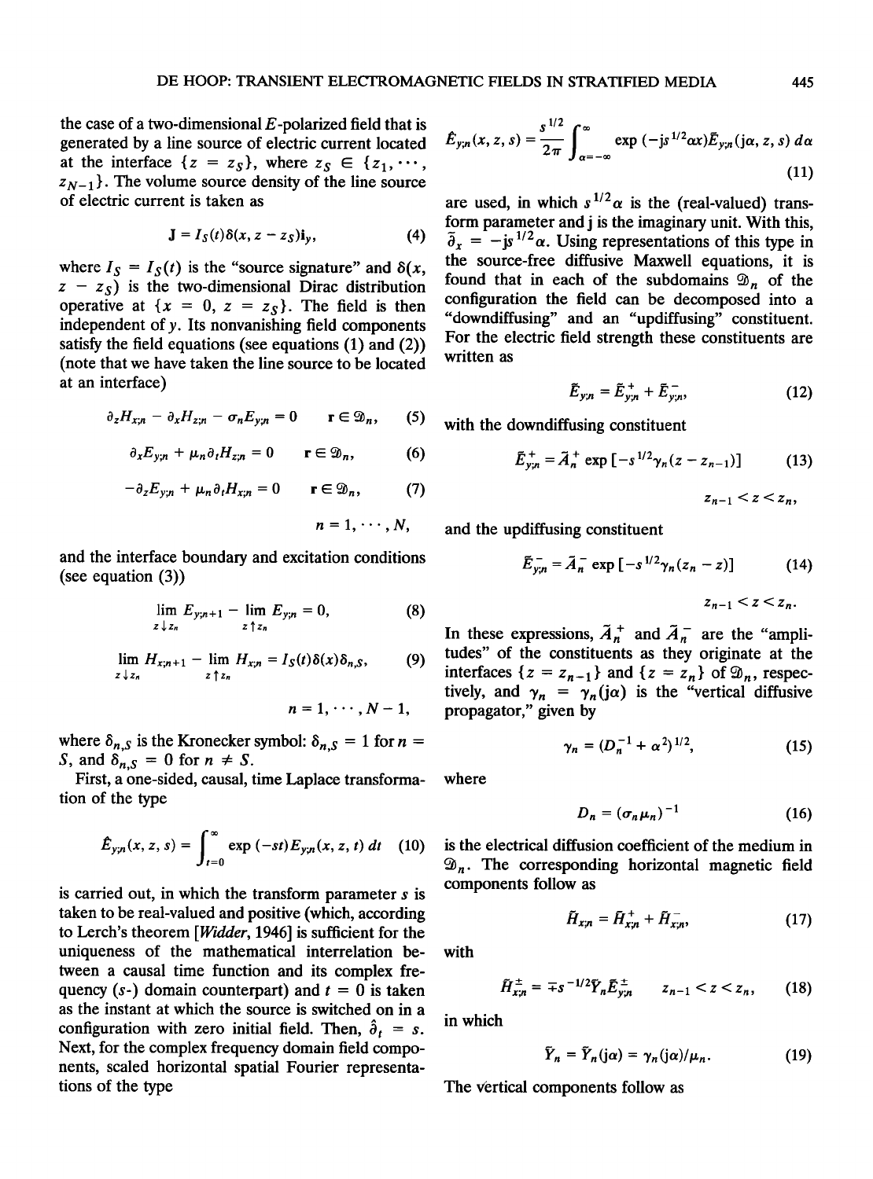the case of a two-dimensional $E$-polarized field that is generated by a line source of electric current located at the interface $\{z = z_S\}$, where $z_S \in \{z_1, \cdots, z_{N-1}\}$. The volume source density of the line source of electric current is taken as

$$\mathbf{J} = I_S(t)\delta(x, z - z_S)\mathbf{i}_y, \tag{4}$$

where $I_S = I_S(t)$ is the "source signature" and $\delta(x, z - z_S)$ is the two-dimensional Dirac distribution operative at $\{x = 0, z = z_S\}$. The field is then independent of $y$. Its nonvanishing field components satisfy the field equations (see equations (1) and (2)) (note that we have taken the line source to be located at an interface)

$$\partial_z H_{x;n} - \partial_x H_{z;n} - \sigma_n E_{y;n} = 0 \qquad \mathbf{r} \in \mathcal{D}_n, \tag{5}$$

$$\partial_x E_{y;n} + \mu_n \partial_t H_{z;n} = 0 \qquad \mathbf{r} \in \mathcal{D}_n, \tag{6}$$

$$-\partial_z E_{y;n} + \mu_n \partial_t H_{x;n} = 0 \qquad \mathbf{r} \in \mathcal{D}_n, \tag{7}$$

$$n = 1, \cdots, N,$$

and the interface boundary and excitation conditions (see equation (3))

$$\lim_{z \downarrow z_n} E_{y;n+1} - \lim_{z \uparrow z_n} E_{y;n} = 0, \tag{8}$$

$$\lim_{z \downarrow z_n} H_{x;n+1} - \lim_{z \uparrow z_n} H_{x;n} = I_S(t)\delta(x)\delta_{n,S}, \tag{9}$$

$$n = 1, \cdots, N-1,$$

where $\delta_{n,S}$ is the Kronecker symbol: $\delta_{n,S} = 1$ for $n = S$, and $\delta_{n,S} = 0$ for $n \neq S$.

First, a one-sided, causal, time Laplace transformation of the type

$$\hat{E}_{y;n}(x, z, s) = \int_{t=0}^{\infty} \exp(-st) E_{y;n}(x, z, t)\, dt \tag{10}$$

is carried out, in which the transform parameter $s$ is taken to be real-valued and positive (which, according to Lerch's theorem [*Widder*, 1946] is sufficient for the uniqueness of the mathematical interrelation between a causal time function and its complex frequency ($s$-) domain counterpart) and $t = 0$ is taken as the instant at which the source is switched on in a configuration with zero initial field. Then, $\hat{\partial}_t = s$. Next, for the complex frequency domain field components, scaled horizontal spatial Fourier representations of the type

$$\hat{E}_{y;n}(x, z, s) = \frac{s^{1/2}}{2\pi} \int_{\alpha=-\infty}^{\infty} \exp(-\mathrm{j}s^{1/2}\alpha x) \tilde{E}_{y;n}(\mathrm{j}\alpha, z, s)\, d\alpha \tag{11}$$

are used, in which $s^{1/2}\alpha$ is the (real-valued) transform parameter and j is the imaginary unit. With this, $\tilde{\partial}_x = -\mathrm{j}s^{1/2}\alpha$. Using representations of this type in the source-free diffusive Maxwell equations, it is found that in each of the subdomains $\mathcal{D}_n$ of the configuration the field can be decomposed into a "downdiffusing" and an "updiffusing" constituent. For the electric field strength these constituents are written as

$$\tilde{E}_{y;n} = \tilde{E}^{+}_{y;n} + \tilde{E}^{-}_{y;n}, \tag{12}$$

with the downdiffusing constituent

$$\tilde{E}^{+}_{y;n} = \tilde{A}^{+}_n \exp[-s^{1/2}\gamma_n(z - z_{n-1})] \tag{13}$$

$$z_{n-1} < z < z_n,$$

and the updiffusing constituent

$$\tilde{E}^{-}_{y;n} = \tilde{A}^{-}_n \exp[-s^{1/2}\gamma_n(z_n - z)] \tag{14}$$

$$z_{n-1} < z < z_n.$$

In these expressions, $\tilde{A}^{+}_n$ and $\tilde{A}^{-}_n$ are the "amplitudes" of the constituents as they originate at the interfaces $\{z = z_{n-1}\}$ and $\{z = z_n\}$ of $\mathcal{D}_n$, respectively, and $\gamma_n = \gamma_n(\mathrm{j}\alpha)$ is the "vertical diffusive propagator," given by

$$\gamma_n = (D_n^{-1} + \alpha^2)^{1/2}, \tag{15}$$

where

$$D_n = (\sigma_n \mu_n)^{-1} \tag{16}$$

is the electrical diffusion coefficient of the medium in $\mathcal{D}_n$. The corresponding horizontal magnetic field components follow as

$$\tilde{H}_{x;n} = \tilde{H}^{+}_{x;n} + \tilde{H}^{-}_{x;n}, \tag{17}$$

with

$$\tilde{H}^{\pm}_{x;n} = \mp s^{-1/2}\tilde{Y}_n \tilde{E}^{\pm}_{y;n} \qquad z_{n-1} < z < z_n, \tag{18}$$

in which

$$\tilde{Y}_n = \tilde{Y}_n(\mathrm{j}\alpha) = \gamma_n(\mathrm{j}\alpha)/\mu_n. \tag{19}$$

The vertical components follow as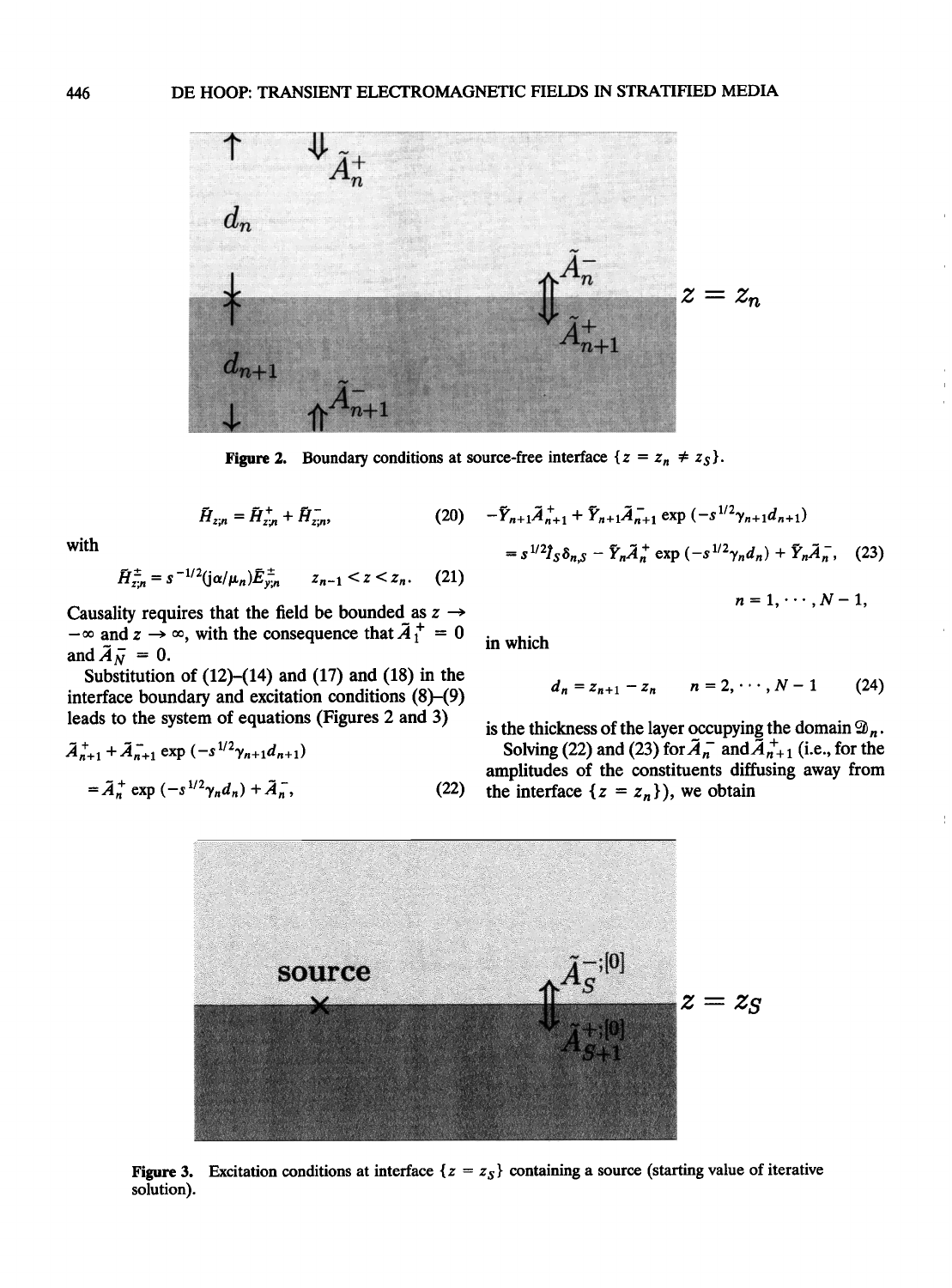Figure 2. Boundary conditions at source-free interface $\{z = z_n \neq z_S\}$.

$$\tilde{H}_{z;n} = \tilde{H}^{+}_{z;n} + \tilde{H}^{-}_{z;n}, \qquad (20)$$

with

$$\tilde{H}^{\pm}_{z;n} = s^{-1/2}(\mathrm{j}\alpha/\mu_n)\tilde{E}^{\pm}_{y;n} \qquad z_{n-1} < z < z_n. \qquad (21)$$

Causality requires that the field be bounded as $z \to -\infty$ and $z \to \infty$, with the consequence that $\tilde{A}^{+}_{1} = 0$ and $\tilde{A}^{-}_{N} = 0$.

Substitution of (12)–(14) and (17) and (18) in the interface boundary and excitation conditions (8)–(9) leads to the system of equations (Figures 2 and 3)

$$\tilde{A}^{+}_{n+1} + \tilde{A}^{-}_{n+1} \exp(-s^{1/2}\gamma_{n+1}d_{n+1}) = \tilde{A}^{+}_{n} \exp(-s^{1/2}\gamma_n d_n) + \tilde{A}^{-}_{n}, \qquad (22)$$

$$-\tilde{Y}_{n+1}\tilde{A}^{+}_{n+1} + \tilde{Y}_{n+1}\tilde{A}^{-}_{n+1} \exp(-s^{1/2}\gamma_{n+1}d_{n+1}) = s^{1/2}\tilde{I}_S\delta_{n,S} - \tilde{Y}_n\tilde{A}^{+}_{n} \exp(-s^{1/2}\gamma_n d_n) + \tilde{Y}_n\tilde{A}^{-}_{n}, \qquad (23)$$

$$n = 1, \cdots, N-1,$$

in which

$$d_n = z_{n+1} - z_n \qquad n = 2, \cdots, N-1 \qquad (24)$$

is the thickness of the layer occupying the domain $\mathcal{D}_n$.

Solving (22) and (23) for $\tilde{A}^{-}_{n}$ and $\tilde{A}^{+}_{n+1}$ (i.e., for the amplitudes of the constituents diffusing away from the interface $\{z = z_n\}$), we obtain

Figure 3. Excitation conditions at interface $\{z = z_S\}$ containing a source (starting value of iterative solution).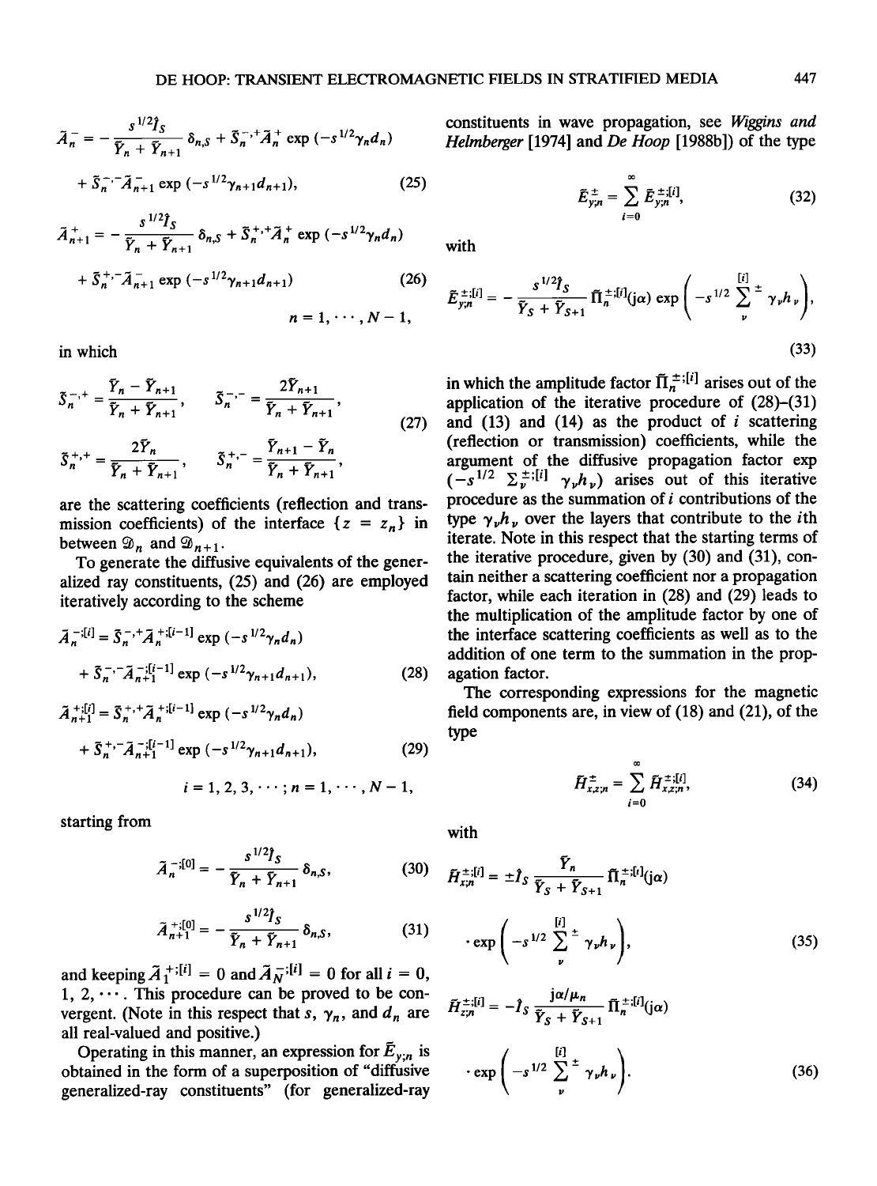$$\tilde{A}_n^- = -\frac{s^{1/2}\hat{I}_S}{\tilde{Y}_n + \tilde{Y}_{n+1}}\,\delta_{n,S} + \tilde{S}_n^{-,+}\tilde{A}_n^+ \exp(-s^{1/2}\gamma_n d_n)$$

$$+ \tilde{S}_n^{-,-}\tilde{A}_{n+1}^- \exp(-s^{1/2}\gamma_{n+1}d_{n+1}), \tag{25}$$

$$\tilde{A}_{n+1}^+ = -\frac{s^{1/2}\hat{I}_S}{\tilde{Y}_n + \tilde{Y}_{n+1}}\,\delta_{n,S} + \tilde{S}_n^{+,+}\tilde{A}_n^+ \exp(-s^{1/2}\gamma_n d_n)$$

$$+ \tilde{S}_n^{+,-}\tilde{A}_{n+1}^- \exp(-s^{1/2}\gamma_{n+1}d_{n+1}) \tag{26}$$

$$n = 1, \cdots, N-1,$$

in which

$$\tilde{S}_n^{-,+} = \frac{\tilde{Y}_n - \tilde{Y}_{n+1}}{\tilde{Y}_n + \tilde{Y}_{n+1}}, \qquad \tilde{S}_n^{-,-} = \frac{2\tilde{Y}_{n+1}}{\tilde{Y}_n + \tilde{Y}_{n+1}},$$

$$\tilde{S}_n^{+,+} = \frac{2\tilde{Y}_n}{\tilde{Y}_n + \tilde{Y}_{n+1}}, \qquad \tilde{S}_n^{+,-} = \frac{\tilde{Y}_{n+1} - \tilde{Y}_n}{\tilde{Y}_n + \tilde{Y}_{n+1}}, \tag{27}$$

are the scattering coefficients (reflection and transmission coefficients) of the interface $\{z = z_n\}$ in between $\mathfrak{D}_n$ and $\mathfrak{D}_{n+1}$.

To generate the diffusive equivalents of the generalized ray constituents, (25) and (26) are employed iteratively according to the scheme

$$\tilde{A}_n^{-;[i]} = \tilde{S}_n^{-,+}\tilde{A}_n^{+;[i-1]} \exp(-s^{1/2}\gamma_n d_n)$$

$$+ \tilde{S}_n^{-,-}\tilde{A}_{n+1}^{-;[i-1]} \exp(-s^{1/2}\gamma_{n+1}d_{n+1}), \tag{28}$$

$$\tilde{A}_{n+1}^{+;[i]} = \tilde{S}_n^{+,+}\tilde{A}_n^{+;[i-1]} \exp(-s^{1/2}\gamma_n d_n)$$

$$+ \tilde{S}_n^{+,-}\tilde{A}_{n+1}^{-;[i-1]} \exp(-s^{1/2}\gamma_{n+1}d_{n+1}), \tag{29}$$

$$i = 1, 2, 3, \cdots; n = 1, \cdots, N-1,$$

starting from

$$\tilde{A}_n^{-;[0]} = -\frac{s^{1/2}\hat{I}_S}{\tilde{Y}_n + \tilde{Y}_{n+1}}\,\delta_{n,S}, \tag{30}$$

$$\tilde{A}_{n+1}^{+;[0]} = -\frac{s^{1/2}\hat{I}_S}{\tilde{Y}_n + \tilde{Y}_{n+1}}\,\delta_{n,S}, \tag{31}$$

and keeping $\tilde{A}_1^{+;[i]} = 0$ and $\tilde{A}_N^{-;[i]} = 0$ for all $i = 0, 1, 2, \cdots$. This procedure can be proved to be convergent. (Note in this respect that $s$, $\gamma_n$, and $d_n$ are all real-valued and positive.)

Operating in this manner, an expression for $\tilde{E}_{y;n}$ is obtained in the form of a superposition of "diffusive generalized-ray constituents" (for generalized-ray constituents in wave propagation, see *Wiggins and Helmberger* [1974] and *De Hoop* [1988b]) of the type

$$\tilde{E}_{y;n}^{\pm} = \sum_{i=0}^{\infty} \tilde{E}_{y;n}^{\pm;[i]}, \tag{32}$$

with

$$\tilde{E}_{y;n}^{\pm;[i]} = -\frac{s^{1/2}\hat{I}_S}{\tilde{Y}_S + \tilde{Y}_{S+1}}\,\tilde{\Pi}_n^{\pm;[i]}(j\alpha) \exp\left(-s^{1/2}\sum_{\nu}^{[i]\pm} \gamma_\nu h_\nu\right), \tag{33}$$

in which the amplitude factor $\tilde{\Pi}_n^{\pm;[i]}$ arises out of the application of the iterative procedure of (28)–(31) and (13) and (14) as the product of $i$ scattering (reflection or transmission) coefficients, while the argument of the diffusive propagation factor $\exp(-s^{1/2}\sum_\nu^{\pm;[i]}\gamma_\nu h_\nu)$ arises out of this iterative procedure as the summation of $i$ contributions of the type $\gamma_\nu h_\nu$ over the layers that contribute to the $i$th iterate. Note in this respect that the starting terms of the iterative procedure, given by (30) and (31), contain neither a scattering coefficient nor a propagation factor, while each iteration in (28) and (29) leads to the multiplication of the amplitude factor by one of the interface scattering coefficients as well as to the addition of one term to the summation in the propagation factor.

The corresponding expressions for the magnetic field components are, in view of (18) and (21), of the type

$$\tilde{H}_{x,z;n}^{\pm} = \sum_{i=0}^{\infty} \tilde{H}_{x,z;n}^{\pm;[i]}, \tag{34}$$

with

$$\tilde{H}_{x;n}^{\pm;[i]} = \pm\hat{I}_S\,\frac{\tilde{Y}_n}{\tilde{Y}_S + \tilde{Y}_{S+1}}\,\tilde{\Pi}_n^{\pm;[i]}(j\alpha)$$

$$\cdot \exp\left(-s^{1/2}\sum_{\nu}^{[i]\pm} \gamma_\nu h_\nu\right), \tag{35}$$

$$\tilde{H}_{z;n}^{\pm;[i]} = -\hat{I}_S\,\frac{j\alpha/\mu_n}{\tilde{Y}_S + \tilde{Y}_{S+1}}\,\tilde{\Pi}_n^{\pm;[i]}(j\alpha)$$

$$\cdot \exp\left(-s^{1/2}\sum_{\nu}^{[i]\pm} \gamma_\nu h_\nu\right). \tag{36}$$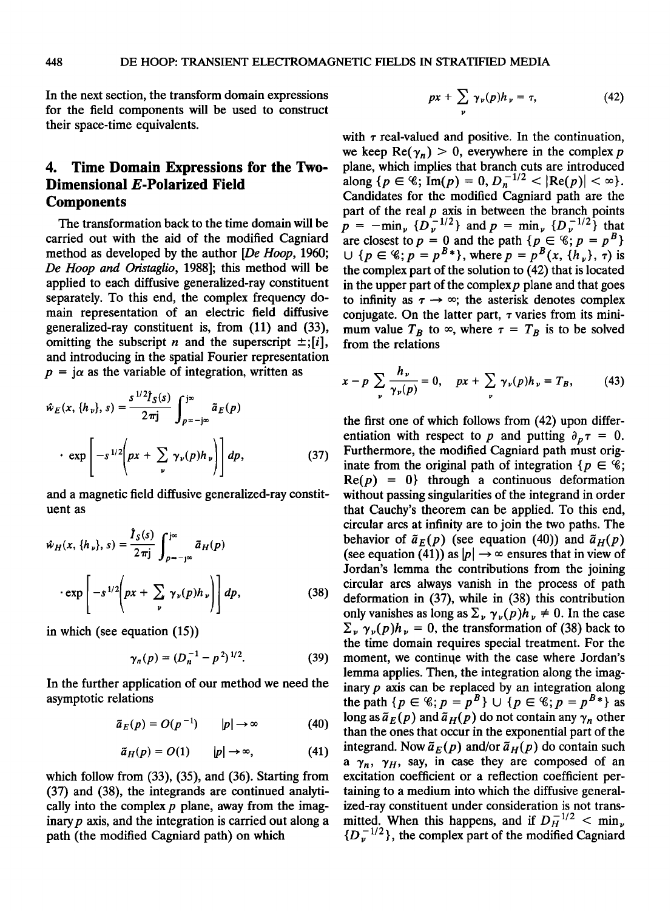In the next section, the transform domain expressions for the field components will be used to construct their space-time equivalents.

## 4. Time Domain Expressions for the Two-Dimensional $E$-Polarized Field Components

The transformation back to the time domain will be carried out with the aid of the modified Cagniard method as developed by the author [*De Hoop*, 1960; *De Hoop and Oristaglio*, 1988]; this method will be applied to each diffusive generalized-ray constituent separately. To this end, the complex frequency domain representation of an electric field diffusive generalized-ray constituent is, from (11) and (33), omitting the subscript $n$ and the superscript $\pm;[i]$, and introducing in the spatial Fourier representation $p = j\alpha$ as the variable of integration, written as

$$\hat{w}_E(x, \{h_\nu\}, s) = \frac{s^{1/2}\hat{\imath}_S(s)}{2\pi j} \int_{p=-j\infty}^{j\infty} \tilde{a}_E(p) \cdot \exp\left[-s^{1/2}\left(px + \sum_\nu \gamma_\nu(p)h_\nu\right)\right] dp, \tag{37}$$

and a magnetic field diffusive generalized-ray constituent as

$$\hat{w}_H(x, \{h_\nu\}, s) = \frac{\hat{\imath}_S(s)}{2\pi j} \int_{p=-j\infty}^{j\infty} \tilde{a}_H(p) \cdot \exp\left[-s^{1/2}\left(px + \sum_\nu \gamma_\nu(p)h_\nu\right)\right] dp, \tag{38}$$

in which (see equation (15))

$$\gamma_n(p) = (D_n^{-1} - p^2)^{1/2}. \tag{39}$$

In the further application of our method we need the asymptotic relations

$$\tilde{a}_E(p) = O(p^{-1}) \qquad |p| \to \infty \tag{40}$$

$$\tilde{a}_H(p) = O(1) \qquad |p| \to \infty, \tag{41}$$

which follow from (33), (35), and (36). Starting from (37) and (38), the integrands are continued analytically into the complex $p$ plane, away from the imaginary $p$ axis, and the integration is carried out along a path (the modified Cagniard path) on which

$$px + \sum_\nu \gamma_\nu(p)h_\nu = \tau, \tag{42}$$

with $\tau$ real-valued and positive. In the continuation, we keep $\mathrm{Re}(\gamma_n) > 0$, everywhere in the complex $p$ plane, which implies that branch cuts are introduced along $\{p \in \mathscr{C}; \mathrm{Im}(p) = 0, D_n^{-1/2} < |\mathrm{Re}(p)| < \infty\}$. Candidates for the modified Cagniard path are the part of the real $p$ axis in between the branch points $p = -\min_\nu \{D_\nu^{-1/2}\}$ and $p = \min_\nu \{D_\nu^{-1/2}\}$ that are closest to $p = 0$ and the path $\{p \in \mathscr{C}; p = p^B\} \cup \{p \in \mathscr{C}; p = p^{B*}\}$, where $p = p^B(x, \{h_\nu\}, \tau)$ is the complex part of the solution to (42) that is located in the upper part of the complex $p$ plane and that goes to infinity as $\tau \to \infty$; the asterisk denotes complex conjugate. On the latter part, $\tau$ varies from its minimum value $T_B$ to $\infty$, where $\tau = T_B$ is to be solved from the relations

$$x - p \sum_\nu \frac{h_\nu}{\gamma_\nu(p)} = 0, \quad px + \sum_\nu \gamma_\nu(p)h_\nu = T_B, \tag{43}$$

the first one of which follows from (42) upon differentiation with respect to $p$ and putting $\partial_p \tau = 0$. Furthermore, the modified Cagniard path must originate from the original path of integration $\{p \in \mathscr{C}; \mathrm{Re}(p) = 0\}$ through a continuous deformation without passing singularities of the integrand in order that Cauchy's theorem can be applied. To this end, circular arcs at infinity are to join the two paths. The behavior of $\tilde{a}_E(p)$ (see equation (40)) and $\tilde{a}_H(p)$ (see equation (41)) as $|p| \to \infty$ ensures that in view of Jordan's lemma the contributions from the joining circular arcs always vanish in the process of path deformation in (37), while in (38) this contribution only vanishes as long as $\sum_\nu \gamma_\nu(p)h_\nu \neq 0$. In the case $\sum_\nu \gamma_\nu(p)h_\nu = 0$, the transformation of (38) back to the time domain requires special treatment. For the moment, we continue with the case where Jordan's lemma applies. Then, the integration along the imaginary $p$ axis can be replaced by an integration along the path $\{p \in \mathscr{C}; p = p^B\} \cup \{p \in \mathscr{C}; p = p^{B*}\}$ as long as $\tilde{a}_E(p)$ and $\tilde{a}_H(p)$ do not contain any $\gamma_n$ other than the ones that occur in the exponential part of the integrand. Now $\tilde{a}_E(p)$ and/or $\tilde{a}_H(p)$ do contain such a $\gamma_n$, $\gamma_H$, say, in case they are composed of an excitation coefficient or a reflection coefficient pertaining to a medium into which the diffusive generalized-ray constituent under consideration is not transmitted. When this happens, and if $D_H^{-1/2} < \min_\nu \{D_\nu^{-1/2}\}$, the complex part of the modified Cagniard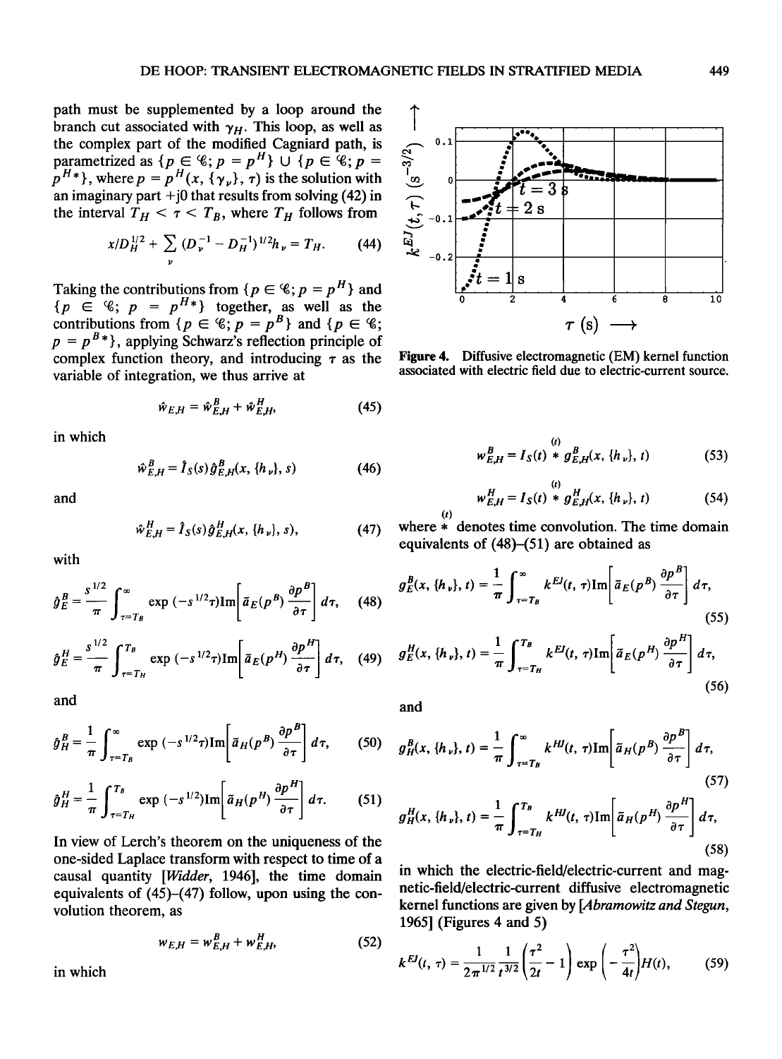path must be supplemented by a loop around the branch cut associated with $\gamma_H$. This loop, as well as the complex part of the modified Cagniard path, is parametrized as $\{p \in \mathscr{C}; p = p^H\} \cup \{p \in \mathscr{C}; p = p^{H*}\}$, where $p = p^H(x, \{\gamma_\nu\}, \tau)$ is the solution with an imaginary part $+j0$ that results from solving (42) in the interval $T_H < \tau < T_B$, where $T_H$ follows from

$$x/D_H^{1/2} + \sum_\nu (D_\nu^{-1} - D_H^{-1})^{1/2} h_\nu = T_H. \tag{44}$$

Taking the contributions from $\{p \in \mathscr{C}; p = p^H\}$ and $\{p \in \mathscr{C}; p = p^{H*}\}$ together, as well as the contributions from $\{p \in \mathscr{C}; p = p^B\}$ and $\{p \in \mathscr{C}; p = p^{B*}\}$, applying Schwarz's reflection principle of complex function theory, and introducing $\tau$ as the variable of integration, we thus arrive at

$$\hat{w}_{E,H} = \hat{w}_{E,H}^B + \hat{w}_{E,H}^H, \tag{45}$$

in which

$$\hat{w}_{E,H}^B = \hat{I}_S(s)\hat{g}_{E,H}^B(x, \{h_\nu\}, s) \tag{46}$$

and

$$\hat{w}_{E,H}^H = \hat{I}_S(s)\hat{g}_{E,H}^H(x, \{h_\nu\}, s), \tag{47}$$

with

$$\hat{g}_E^B = \frac{s^{1/2}}{\pi}\int_{\tau=T_B}^{\infty} \exp(-s^{1/2}\tau)\mathrm{Im}\left[\tilde{a}_E(p^B)\frac{\partial p^B}{\partial \tau}\right] d\tau, \tag{48}$$

$$\hat{g}_E^H = \frac{s^{1/2}}{\pi}\int_{\tau=T_H}^{T_B} \exp(-s^{1/2}\tau)\mathrm{Im}\left[\tilde{a}_E(p^H)\frac{\partial p^H}{\partial \tau}\right] d\tau, \tag{49}$$

and

$$\hat{g}_H^B = \frac{1}{\pi}\int_{\tau=T_B}^{\infty} \exp(-s^{1/2}\tau)\mathrm{Im}\left[\tilde{a}_H(p^B)\frac{\partial p^B}{\partial \tau}\right] d\tau, \tag{50}$$

$$\hat{g}_H^H = \frac{1}{\pi}\int_{\tau=T_H}^{T_B} \exp(-s^{1/2})\mathrm{Im}\left[\tilde{a}_H(p^H)\frac{\partial p^H}{\partial \tau}\right] d\tau. \tag{51}$$

In view of Lerch's theorem on the uniqueness of the one-sided Laplace transform with respect to time of a causal quantity [*Widder*, 1946], the time domain equivalents of (45)–(47) follow, upon using the convolution theorem, as

$$w_{E,H} = w_{E,H}^B + w_{E,H}^H, \tag{52}$$

in which

Figure 4. Diffusive electromagnetic (EM) kernel function associated with electric field due to electric-current source.

$$w_{E,H}^B = I_S(t) \overset{(t)}{*} g_{E,H}^B(x, \{h_\nu\}, t) \tag{53}$$

$$w_{E,H}^H = I_S(t) \overset{(t)}{*} g_{E,H}^H(x, \{h_\nu\}, t) \tag{54}$$

where $\overset{(t)}{*}$ denotes time convolution. The time domain equivalents of (48)–(51) are obtained as

$$g_E^B(x, \{h_\nu\}, t) = \frac{1}{\pi}\int_{\tau=T_B}^{\infty} k^{EJ}(t, \tau)\mathrm{Im}\left[\tilde{a}_E(p^B)\frac{\partial p^B}{\partial \tau}\right] d\tau, \tag{55}$$

$$g_E^H(x, \{h_\nu\}, t) = \frac{1}{\pi}\int_{\tau=T_H}^{T_B} k^{EJ}(t, \tau)\mathrm{Im}\left[\tilde{a}_E(p^H)\frac{\partial p^H}{\partial \tau}\right] d\tau, \tag{56}$$

and

$$g_H^B(x, \{h_\nu\}, t) = \frac{1}{\pi}\int_{\tau=T_B}^{\infty} k^{HJ}(t, \tau)\mathrm{Im}\left[\tilde{a}_H(p^B)\frac{\partial p^B}{\partial \tau}\right] d\tau, \tag{57}$$

$$g_H^H(x, \{h_\nu\}, t) = \frac{1}{\pi}\int_{\tau=T_H}^{T_B} k^{HJ}(t, \tau)\mathrm{Im}\left[\tilde{a}_H(p^H)\frac{\partial p^H}{\partial \tau}\right] d\tau, \tag{58}$$

in which the electric-field/electric-current and magnetic-field/electric-current diffusive electromagnetic kernel functions are given by [*Abramowitz and Stegun*, 1965] (Figures 4 and 5)

$$k^{EJ}(t, \tau) = \frac{1}{2\pi^{1/2}}\frac{1}{t^{3/2}}\left(\frac{\tau^2}{2t} - 1\right)\exp\left(-\frac{\tau^2}{4t}\right)H(t), \tag{59}$$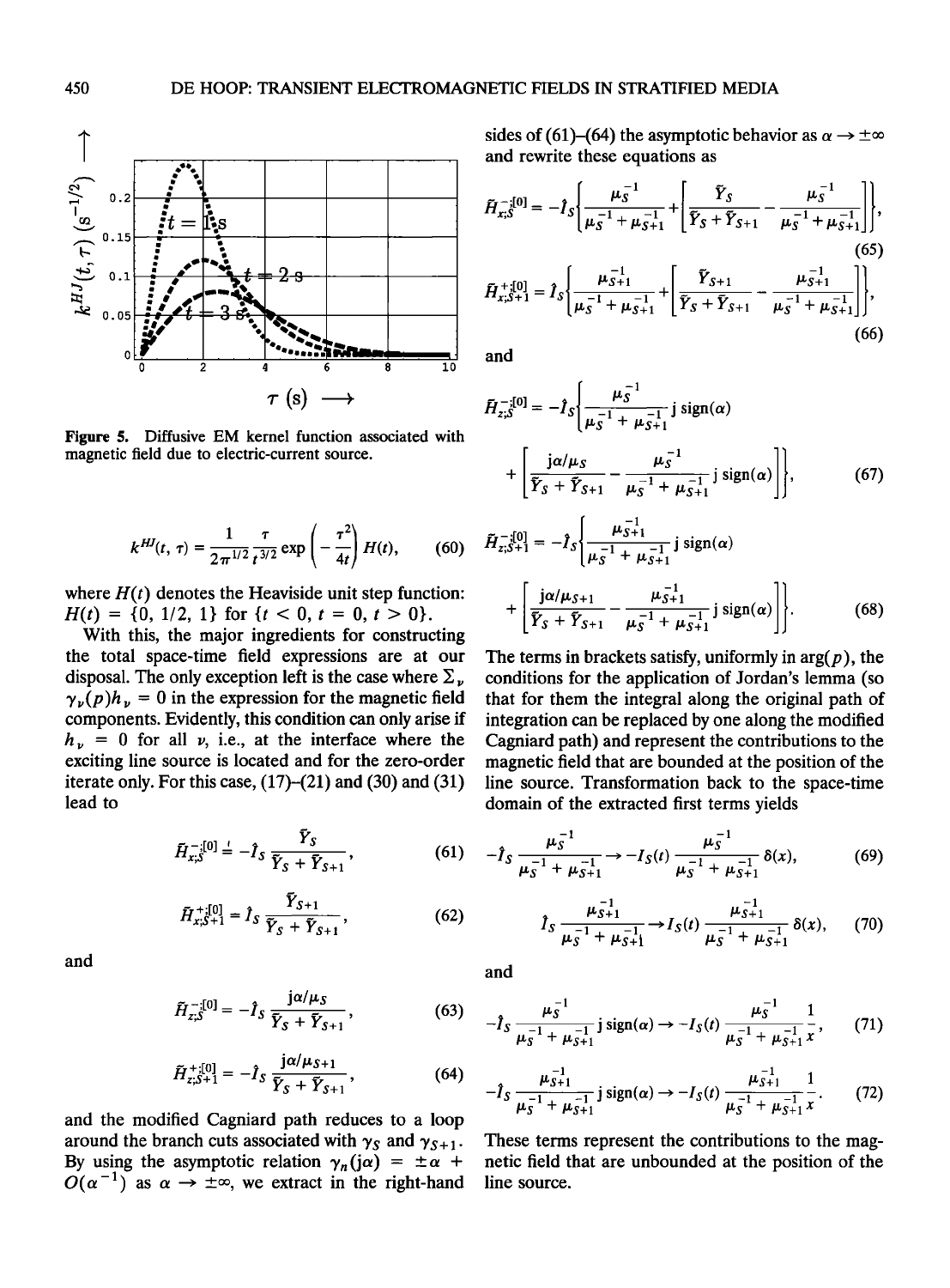Figure 5. Diffusive EM kernel function associated with magnetic field due to electric-current source.

$$k^{HJ}(t, \tau) = \frac{1}{2\pi^{1/2}} \frac{\tau}{t^{3/2}} \exp\left(-\frac{\tau^2}{4t}\right) H(t), \tag{60}$$

where $H(t)$ denotes the Heaviside unit step function: $H(t) = \{0, 1/2, 1\}$ for $\{t < 0, t = 0, t > 0\}$.

With this, the major ingredients for constructing the total space-time field expressions are at our disposal. The only exception left is the case where $\Sigma_\nu \gamma_\nu(p) h_\nu = 0$ in the expression for the magnetic field components. Evidently, this condition can only arise if $h_\nu = 0$ for all $\nu$, i.e., at the interface where the exciting line source is located and for the zero-order iterate only. For this case, (17)–(21) and (30) and (31) lead to

$$\tilde{H}_{x;S}^{-;[0]} \doteq -\hat{I}_S \frac{\tilde{Y}_S}{\tilde{Y}_S + \tilde{Y}_{S+1}}, \tag{61}$$

$$\tilde{H}_{x;S+1}^{+;[0]} = \hat{I}_S \frac{\tilde{Y}_{S+1}}{\tilde{Y}_S + \tilde{Y}_{S+1}}, \tag{62}$$

and

$$\tilde{H}_{z;S}^{-;[0]} = -\hat{I}_S \frac{\mathrm{j}\alpha/\mu_S}{\tilde{Y}_S + \tilde{Y}_{S+1}}, \tag{63}$$

$$\tilde{H}_{z;S+1}^{+;[0]} = -\hat{I}_S \frac{\mathrm{j}\alpha/\mu_{S+1}}{\tilde{Y}_S + \tilde{Y}_{S+1}}, \tag{64}$$

and the modified Cagniard path reduces to a loop around the branch cuts associated with $\gamma_S$ and $\gamma_{S+1}$. By using the asymptotic relation $\gamma_n(\mathrm{j}\alpha) = \pm\alpha + O(\alpha^{-1})$ as $\alpha \to \pm\infty$, we extract in the right-hand sides of (61)–(64) the asymptotic behavior as $\alpha \to \pm\infty$ and rewrite these equations as

$$\tilde{H}_{x;S}^{-;[0]} = -\hat{I}_S\left\{\frac{\mu_S^{-1}}{\mu_S^{-1} + \mu_{S+1}^{-1}} + \left[\frac{\tilde{Y}_S}{\tilde{Y}_S + \tilde{Y}_{S+1}} - \frac{\mu_S^{-1}}{\mu_S^{-1} + \mu_{S+1}^{-1}}\right]\right\}, \tag{65}$$

$$\tilde{H}_{x;S+1}^{+;[0]} = \hat{I}_S\left\{\frac{\mu_{S+1}^{-1}}{\mu_S^{-1} + \mu_{S+1}^{-1}} + \left[\frac{\tilde{Y}_{S+1}}{\tilde{Y}_S + \tilde{Y}_{S+1}} - \frac{\mu_{S+1}^{-1}}{\mu_S^{-1} + \mu_{S+1}^{-1}}\right]\right\}, \tag{66}$$

and

$$\tilde{H}_{z;S}^{-;[0]} = -\hat{I}_S\left\{\frac{\mu_S^{-1}}{\mu_S^{-1} + \mu_{S+1}^{-1}} \mathrm{j}\,\mathrm{sign}(\alpha) + \left[\frac{\mathrm{j}\alpha/\mu_S}{\tilde{Y}_S + \tilde{Y}_{S+1}} - \frac{\mu_S^{-1}}{\mu_S^{-1} + \mu_{S+1}^{-1}} \mathrm{j}\,\mathrm{sign}(\alpha)\right]\right\}, \tag{67}$$

$$\tilde{H}_{z;S+1}^{-;[0]} = -\hat{I}_S\left\{\frac{\mu_{S+1}^{-1}}{\mu_S^{-1} + \mu_{S+1}^{-1}} \mathrm{j}\,\mathrm{sign}(\alpha) + \left[\frac{\mathrm{j}\alpha/\mu_{S+1}}{\tilde{Y}_S + \tilde{Y}_{S+1}} - \frac{\mu_{S+1}^{-1}}{\mu_S^{-1} + \mu_{S+1}^{-1}} \mathrm{j}\,\mathrm{sign}(\alpha)\right]\right\}. \tag{68}$$

The terms in brackets satisfy, uniformly in $\arg(p)$, the conditions for the application of Jordan's lemma (so that for them the integral along the original path of integration can be replaced by one along the modified Cagniard path) and represent the contributions to the magnetic field that are bounded at the position of the line source. Transformation back to the space-time domain of the extracted first terms yields

$$-\hat{I}_S \frac{\mu_S^{-1}}{\mu_S^{-1} + \mu_{S+1}^{-1}} \to -I_S(t) \frac{\mu_S^{-1}}{\mu_S^{-1} + \mu_{S+1}^{-1}} \delta(x), \tag{69}$$

$$\hat{I}_S \frac{\mu_{S+1}^{-1}}{\mu_S^{-1} + \mu_{S+1}^{-1}} \to I_S(t) \frac{\mu_{S+1}^{-1}}{\mu_S^{-1} + \mu_{S+1}^{-1}} \delta(x), \tag{70}$$

and

$$-\hat{I}_S \frac{\mu_S^{-1}}{\mu_S^{-1} + \mu_{S+1}^{-1}} \mathrm{j}\,\mathrm{sign}(\alpha) \to -I_S(t) \frac{\mu_S^{-1}}{\mu_S^{-1} + \mu_{S+1}^{-1}} \frac{1}{x}, \tag{71}$$

$$-\hat{I}_S \frac{\mu_{S+1}^{-1}}{\mu_S^{-1} + \mu_{S+1}^{-1}} \mathrm{j}\,\mathrm{sign}(\alpha) \to -I_S(t) \frac{\mu_{S+1}^{-1}}{\mu_S^{-1} + \mu_{S+1}^{-1}} \frac{1}{x}. \tag{72}$$

These terms represent the contributions to the magnetic field that are unbounded at the position of the line source.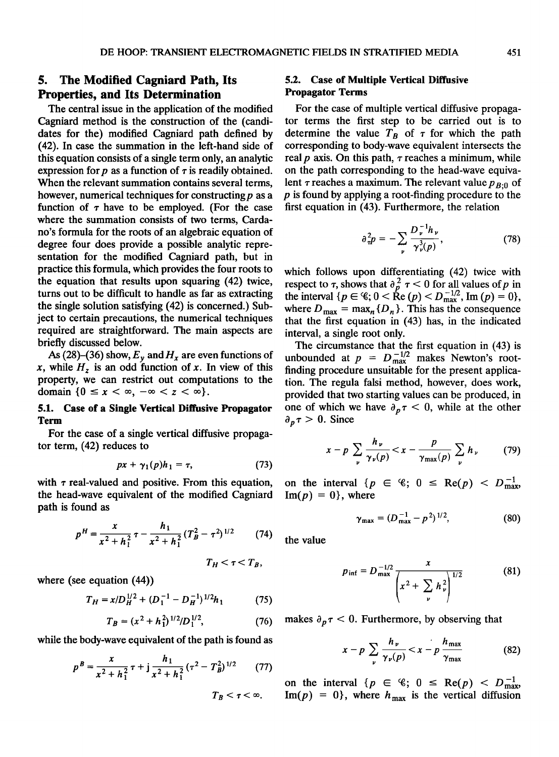## 5. The Modified Cagniard Path, Its Properties, and Its Determination

The central issue in the application of the modified Cagniard method is the construction of the (candidates for the) modified Cagniard path defined by (42). In case the summation in the left-hand side of this equation consists of a single term only, an analytic expression for $p$ as a function of $\tau$ is readily obtained. When the relevant summation contains several terms, however, numerical techniques for constructing $p$ as a function of $\tau$ have to be employed. (For the case where the summation consists of two terms, Cardano's formula for the roots of an algebraic equation of degree four does provide a possible analytic representation for the modified Cagniard path, but in practice this formula, which provides the four roots to the equation that results upon squaring (42) twice, turns out to be difficult to handle as far as extracting the single solution satisfying (42) is concerned.) Subject to certain precautions, the numerical techniques required are straightforward. The main aspects are briefly discussed below.

As (28)–(36) show, $E_y$ and $H_x$ are even functions of $x$, while $H_z$ is an odd function of $x$. In view of this property, we can restrict out computations to the domain $\{0 \leq x < \infty, -\infty < z < \infty\}$.

### 5.1. Case of a Single Vertical Diffusive Propagator Term

For the case of a single vertical diffusive propagator term, (42) reduces to

$$px + \gamma_1(p)h_1 = \tau, \tag{73}$$

with $\tau$ real-valued and positive. From this equation, the head-wave equivalent of the modified Cagniard path is found as

$$p^H = \frac{x}{x^2 + h_1^2}\tau - \frac{h_1}{x^2 + h_1^2}(T_B^2 - \tau^2)^{1/2} \tag{74}$$

$$T_H < \tau < T_B,$$

where (see equation (44))

$$T_H = x/D_H^{1/2} + (D_1^{-1} - D_H^{-1})^{1/2}h_1 \tag{75}$$

$$T_B = (x^2 + h_1^2)^{1/2}/D_1^{1/2}, \tag{76}$$

while the body-wave equivalent of the path is found as

$$p^B = \frac{x}{x^2 + h_1^2}\tau + \mathrm{j}\frac{h_1}{x^2 + h_1^2}(\tau^2 - T_B^2)^{1/2} \tag{77}$$

$$T_B < \tau < \infty.$$

### 5.2. Case of Multiple Vertical Diffusive Propagator Terms

For the case of multiple vertical diffusive propagator terms the first step to be carried out is to determine the value $T_B$ of $\tau$ for which the path corresponding to body-wave equivalent intersects the real $p$ axis. On this path, $\tau$ reaches a minimum, while on the path corresponding to the head-wave equivalent $\tau$ reaches a maximum. The relevant value $p_{B;0}$ of $p$ is found by applying a root-finding procedure to the first equation in (43). Furthermore, the relation

$$\partial_\tau^2 p = -\sum_\nu \frac{D_\nu^{-1}h_\nu}{\gamma_\nu^3(p)}, \tag{78}$$

which follows upon differentiating (42) twice with respect to $\tau$, shows that $\partial_p^2 \tau < 0$ for all values of $p$ in the interval $\{p \in \mathscr{C}; 0 < \mathrm{Re}(p) < D_{\max}^{-1/2}, \mathrm{Im}(p) = 0\}$, where $D_{\max} = \max_n\{D_n\}$. This has the consequence that the first equation in (43) has, in the indicated interval, a single root only.

The circumstance that the first equation in (43) is unbounded at $p = D_{\max}^{-1/2}$ makes Newton's root-finding procedure unsuitable for the present application. The regula falsi method, however, does work, provided that two starting values can be produced, in one of which we have $\partial_p\tau < 0$, while at the other $\partial_p\tau > 0$. Since

$$x - p\sum_\nu \frac{h_\nu}{\gamma_\nu(p)} < x - \frac{p}{\gamma_{\max}(p)}\sum_\nu h_\nu \tag{79}$$

on the interval $\{p \in \mathscr{C}; 0 \leq \mathrm{Re}(p) < D_{\max}^{-1}, \mathrm{Im}(p) = 0\}$, where

$$\gamma_{\max} = (D_{\max}^{-1} - p^2)^{1/2}, \tag{80}$$

the value

$$p_{\inf} = D_{\max}^{-1/2}\frac{x}{\left(x^2 + \sum_\nu h_\nu^2\right)^{1/2}} \tag{81}$$

makes $\partial_p\tau < 0$. Furthermore, by observing that

$$x - p\sum_\nu \frac{h_\nu}{\gamma_\nu(p)} < x - p\frac{h_{\max}}{\gamma_{\max}} \tag{82}$$

on the interval $\{p \in \mathscr{C}; 0 \leq \mathrm{Re}(p) < D_{\max}^{-1}, \mathrm{Im}(p) = 0\}$, where $h_{\max}$ is the vertical diffusion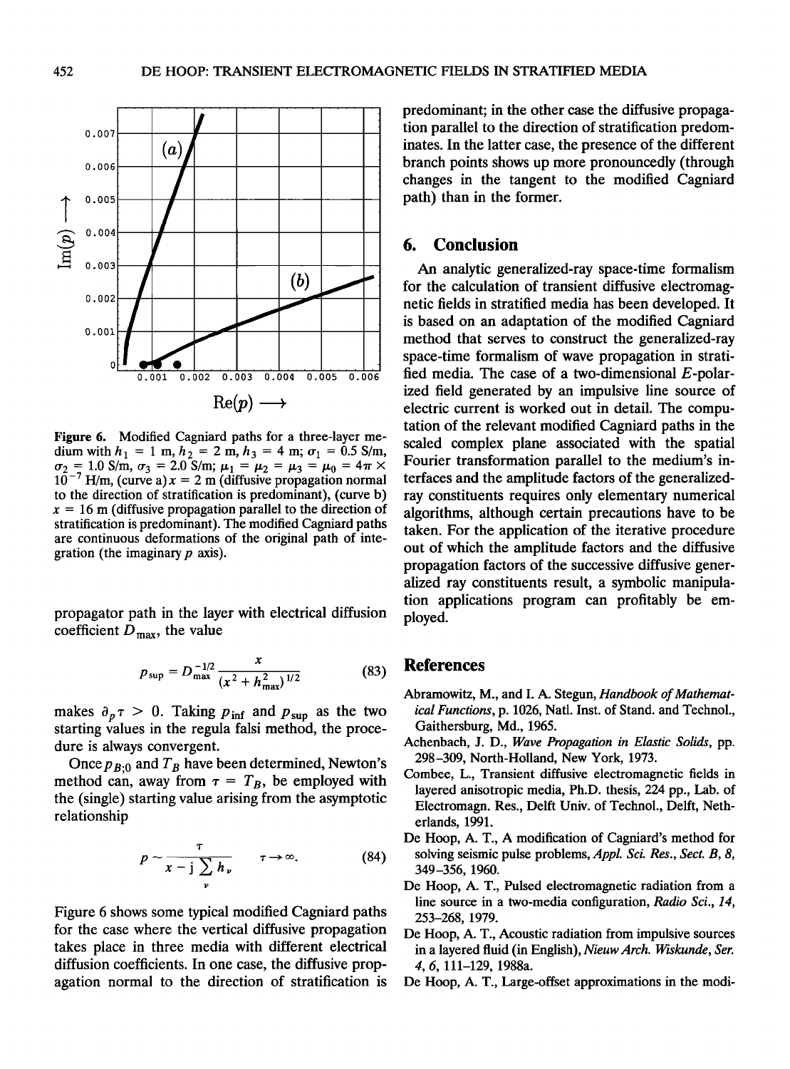Figure 6. Modified Cagniard paths for a three-layer medium with $h_1 = 1$ m, $h_2 = 2$ m, $h_3 = 4$ m; $\sigma_1 = 0.5$ S/m, $\sigma_2 = 1.0$ S/m, $\sigma_3 = 2.0$ S/m; $\mu_1 = \mu_2 = \mu_3 = \mu_0 = 4\pi \times 10^{-7}$ H/m, (curve a) $x = 2$ m (diffusive propagation normal to the direction of stratification is predominant), (curve b) $x = 16$ m (diffusive propagation parallel to the direction of stratification is predominant). The modified Cagniard paths are continuous deformations of the original path of integration (the imaginary $p$ axis).

propagator path in the layer with electrical diffusion coefficient $D_{\max}$, the value

$$p_{\sup} = D_{\max}^{-1/2} \frac{x}{(x^2 + h_{\max}^2)^{1/2}} \tag{83}$$

makes $\partial_p \tau > 0$. Taking $p_{\inf}$ and $p_{\sup}$ as the two starting values in the regula falsi method, the procedure is always convergent.

Once $p_{B;0}$ and $T_B$ have been determined, Newton's method can, away from $\tau = T_B$, be employed with the (single) starting value arising from the asymptotic relationship

$$p \sim \frac{\tau}{x - \mathrm{j} \sum_\nu h_\nu} \qquad \tau \to \infty. \tag{84}$$

Figure 6 shows some typical modified Cagniard paths for the case where the vertical diffusive propagation takes place in three media with different electrical diffusion coefficients. In one case, the diffusive propagation normal to the direction of stratification is predominant; in the other case the diffusive propagation parallel to the direction of stratification predominates. In the latter case, the presence of the different branch points shows up more pronouncedly (through changes in the tangent to the modified Cagniard path) than in the former.

## 6. Conclusion

An analytic generalized-ray space-time formalism for the calculation of transient diffusive electromagnetic fields in stratified media has been developed. It is based on an adaptation of the modified Cagniard method that serves to construct the generalized-ray space-time formalism of wave propagation in stratified media. The case of a two-dimensional $E$-polarized field generated by an impulsive line source of electric current is worked out in detail. The computation of the relevant modified Cagniard paths in the scaled complex plane associated with the spatial Fourier transformation parallel to the medium's interfaces and the amplitude factors of the generalized-ray constituents requires only elementary numerical algorithms, although certain precautions have to be taken. For the application of the iterative procedure out of which the amplitude factors and the diffusive propagation factors of the successive diffusive generalized ray constituents result, a symbolic manipulation applications program can profitably be employed.

## References

Abramowitz, M., and I. A. Stegun, *Handbook of Mathematical Functions*, p. 1026, Natl. Inst. of Stand. and Technol., Gaithersburg, Md., 1965.

Achenbach, J. D., *Wave Propagation in Elastic Solids*, pp. 298–309, North-Holland, New York, 1973.

Combee, L., Transient diffusive electromagnetic fields in layered anisotropic media, Ph.D. thesis, 224 pp., Lab. of Electromagn. Res., Delft Univ. of Technol., Delft, Netherlands, 1991.

De Hoop, A. T., A modification of Cagniard's method for solving seismic pulse problems, *Appl. Sci. Res., Sect. B, 8*, 349–356, 1960.

De Hoop, A. T., Pulsed electromagnetic radiation from a line source in a two-media configuration, *Radio Sci., 14*, 253–268, 1979.

De Hoop, A. T., Acoustic radiation from impulsive sources in a layered fluid (in English), *Nieuw Arch. Wiskunde, Ser. 4, 6*, 111–129, 1988a.

De Hoop, A. T., Large-offset approximations in the modi-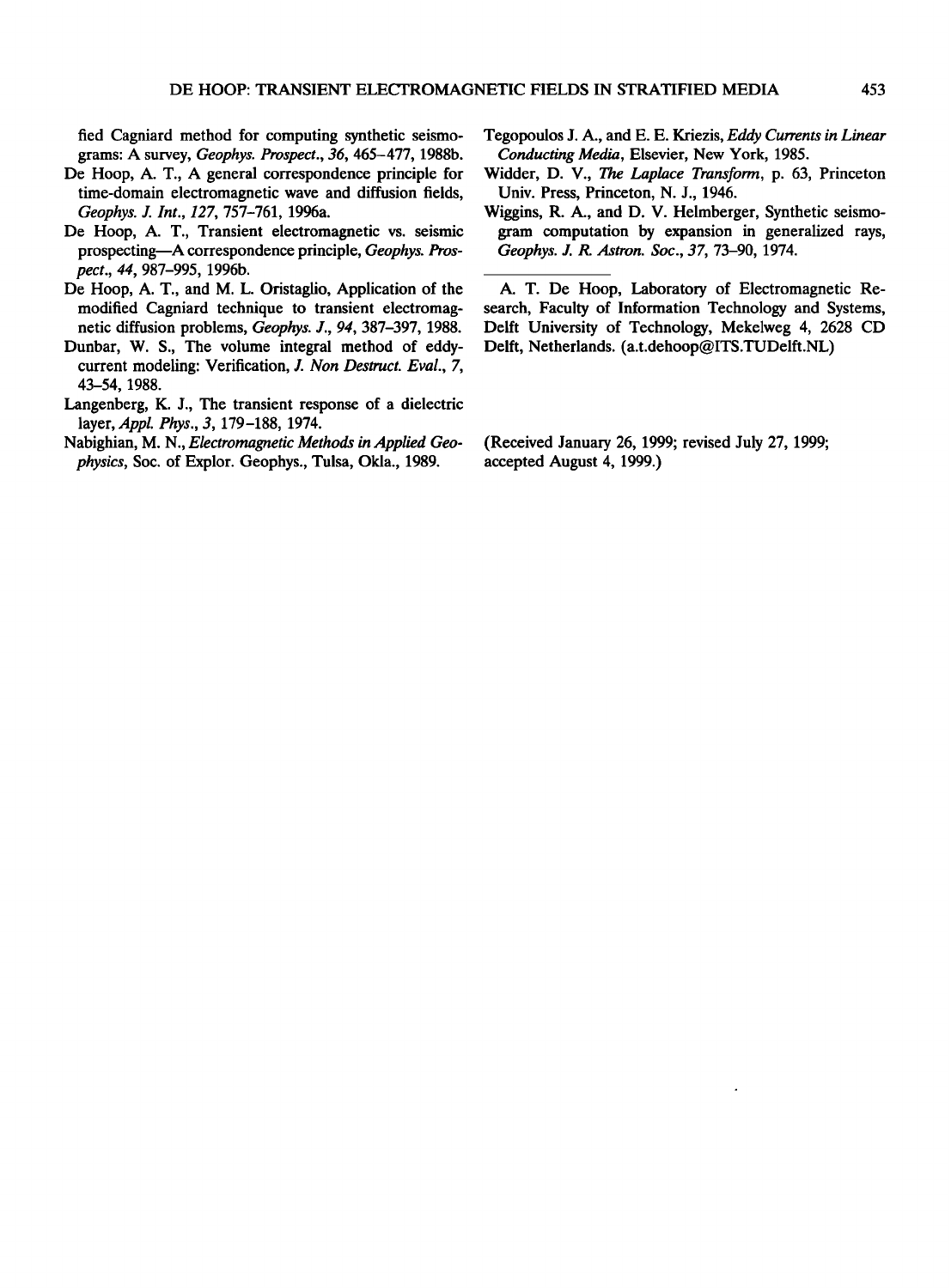fied Cagniard method for computing synthetic seismograms: A survey, *Geophys. Prospect.*, *36*, 465–477, 1988b.

De Hoop, A. T., A general correspondence principle for time-domain electromagnetic wave and diffusion fields, *Geophys. J. Int.*, *127*, 757–761, 1996a.

De Hoop, A. T., Transient electromagnetic vs. seismic prospecting—A correspondence principle, *Geophys. Prospect.*, *44*, 987–995, 1996b.

De Hoop, A. T., and M. L. Oristaglio, Application of the modified Cagniard technique to transient electromagnetic diffusion problems, *Geophys. J.*, *94*, 387–397, 1988.

Dunbar, W. S., The volume integral method of eddy-current modeling: Verification, *J. Non Destruct. Eval.*, *7*, 43–54, 1988.

Langenberg, K. J., The transient response of a dielectric layer, *Appl. Phys.*, *3*, 179–188, 1974.

Nabighian, M. N., *Electromagnetic Methods in Applied Geophysics*, Soc. of Explor. Geophys., Tulsa, Okla., 1989.

Tegopoulos J. A., and E. E. Kriezis, *Eddy Currents in Linear Conducting Media*, Elsevier, New York, 1985.

Widder, D. V., *The Laplace Transform*, p. 63, Princeton Univ. Press, Princeton, N. J., 1946.

Wiggins, R. A., and D. V. Helmberger, Synthetic seismogram computation by expansion in generalized rays, *Geophys. J. R. Astron. Soc.*, *37*, 73–90, 1974.

---

A. T. De Hoop, Laboratory of Electromagnetic Research, Faculty of Information Technology and Systems, Delft University of Technology, Mekelweg 4, 2628 CD Delft, Netherlands. (a.t.dehoop@ITS.TUDelft.NL)

(Received January 26, 1999; revised July 27, 1999; accepted August 4, 1999.)